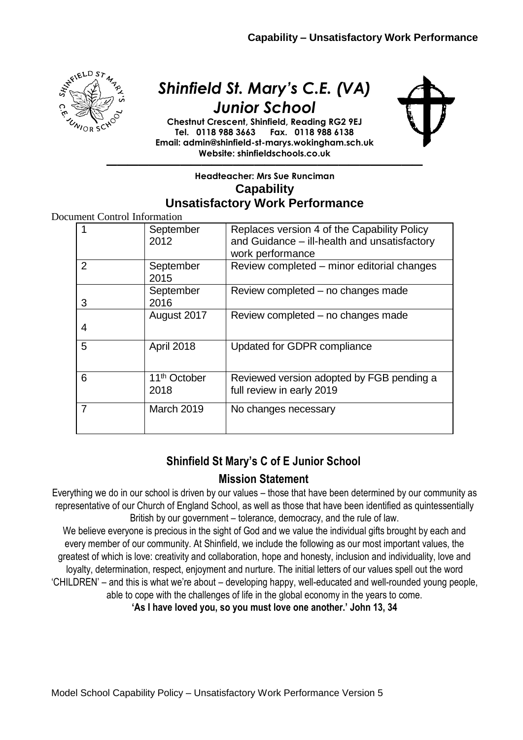# Shinfield St. Mary's C.E. (VA) Junior School

**Chestnut Crescent, Shinfield, Reading RG2 9EJ**
**Tel. 0118 988 3663 Fax. 0118 988 6138**
**Email: admin@shinfield-st-marys.wokingham.sch.uk**
**Website: shinfieldschools.co.uk**

**Headteacher: Mrs Sue Runciman**

## Capability
## Unsatisfactory Work Performance

Document Control Information

| | | |
|---|---|---|
| 1 | September 2012 | Replaces version 4 of the Capability Policy and Guidance – ill-health and unsatisfactory work performance |
| 2 | September 2015 | Review completed – minor editorial changes |
| 3 | September 2016 | Review completed – no changes made |
| 4 | August 2017 | Review completed – no changes made |
| 5 | April 2018 | Updated for GDPR compliance |
| 6 | 11th October 2018 | Reviewed version adopted by FGB pending a full review in early 2019 |
| 7 | March 2019 | No changes necessary |

## Shinfield St Mary's C of E Junior School

### Mission Statement

Everything we do in our school is driven by our values – those that have been determined by our community as representative of our Church of England School, as well as those that have been identified as quintessentially British by our government – tolerance, democracy, and the rule of law.

We believe everyone is precious in the sight of God and we value the individual gifts brought by each and every member of our community. At Shinfield, we include the following as our most important values, the greatest of which is love: creativity and collaboration, hope and honesty, inclusion and individuality, love and loyalty, determination, respect, enjoyment and nurture. The initial letters of our values spell out the word 'CHILDREN' – and this is what we're about – developing happy, well-educated and well-rounded young people, able to cope with the challenges of life in the global economy in the years to come.

**'As I have loved you, so you must love one another.' John 13, 34**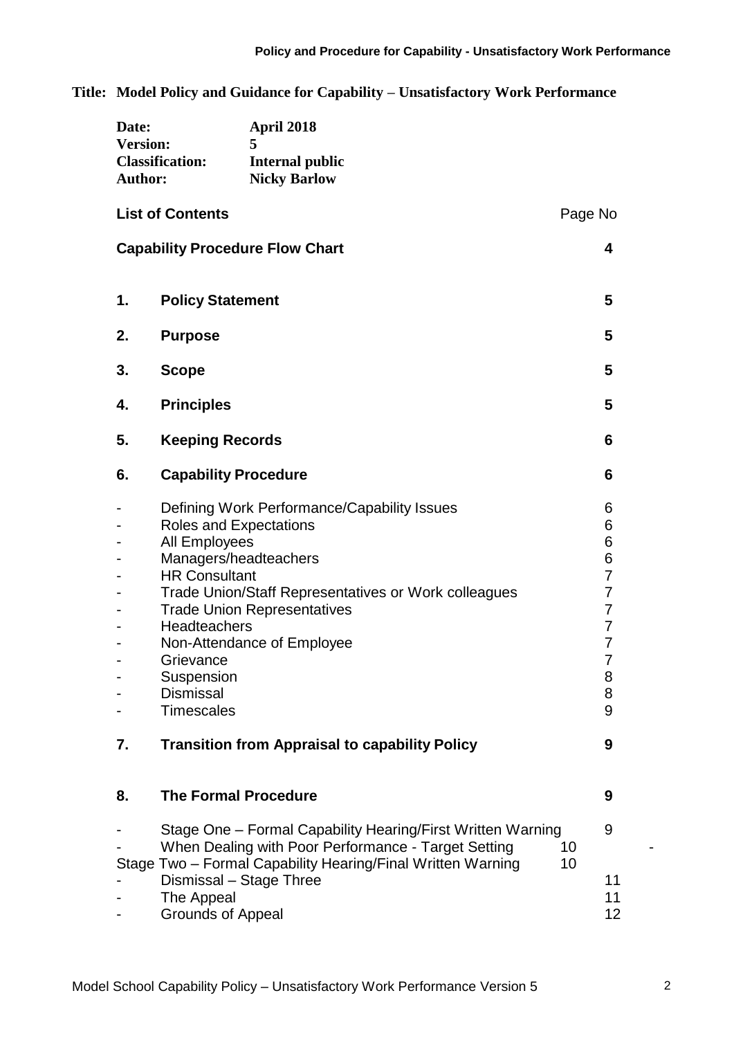**Title: Model Policy and Guidance for Capability – Unsatisfactory Work Performance**

| | |
|---|---|
| **Date:** | **April 2018** |
| **Version:** | **5** |
| **Classification:** | **Internal public** |
| **Author:** | **Nicky Barlow** |

| **List of Contents** | | Page No |
|---|---|---|
| **Capability Procedure Flow Chart** | | **4** |
| **1.** | **Policy Statement** | **5** |
| **2.** | **Purpose** | **5** |
| **3.** | **Scope** | **5** |
| **4.** | **Principles** | **5** |
| **5.** | **Keeping Records** | **6** |
| **6.** | **Capability Procedure** | **6** |
| - | Defining Work Performance/Capability Issues | 6 |
| - | Roles and Expectations | 6 |
| - | All Employees | 6 |
| - | Managers/headteachers | 6 |
| - | HR Consultant | 7 |
| - | Trade Union/Staff Representatives or Work colleagues | 7 |
| - | Trade Union Representatives | 7 |
| - | Headteachers | 7 |
| - | Non-Attendance of Employee | 7 |
| - | Grievance | 7 |
| - | Suspension | 8 |
| - | Dismissal | 8 |
| - | Timescales | 9 |
| **7.** | **Transition from Appraisal to capability Policy** | **9** |
| **8.** | **The Formal Procedure** | **9** |
| - | Stage One – Formal Capability Hearing/First Written Warning | 9 |
| - | When Dealing with Poor Performance - Target Setting | 10 |
| - | Stage Two – Formal Capability Hearing/Final Written Warning | 10 |
| - | Dismissal – Stage Three | 11 |
| - | The Appeal | 11 |
| - | Grounds of Appeal | 12 |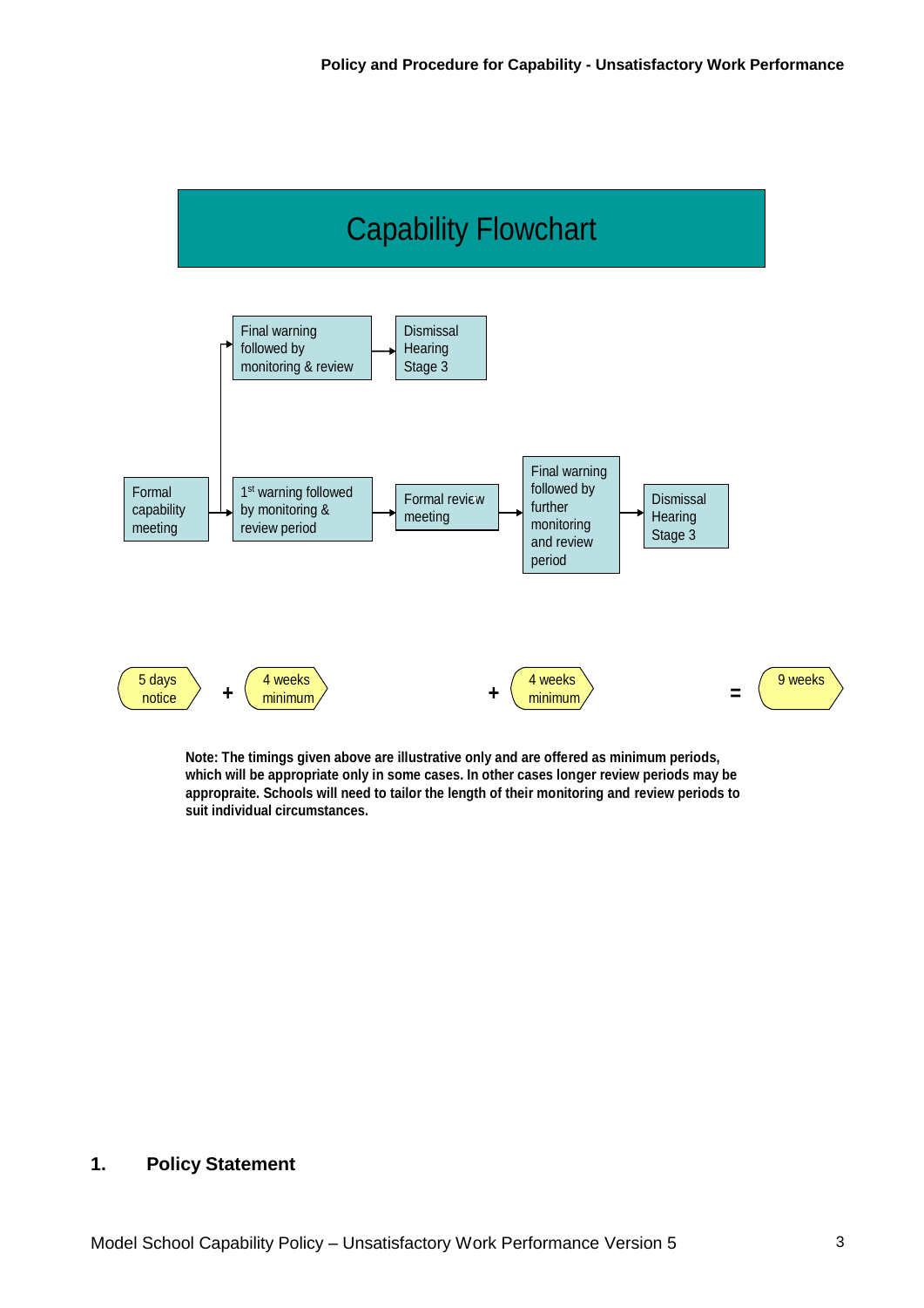## Capability Flowchart

Formal capability meeting → 1st warning followed by monitoring & review period → Formal review meeting → Final warning followed by further monitoring and review period → Dismissal Hearing Stage 3

1st warning followed by monitoring & review period → Final warning followed by monitoring & review → Dismissal Hearing Stage 3

5 days notice + 4 weeks minimum + 4 weeks minimum = 9 weeks

**Note: The timings given above are illustrative only and are offered as minimum periods, which will be appropriate only in some cases. In other cases longer review periods may be appropraite. Schools will need to tailor the length of their monitoring and review periods to suit individual circumstances.**

## 1. Policy Statement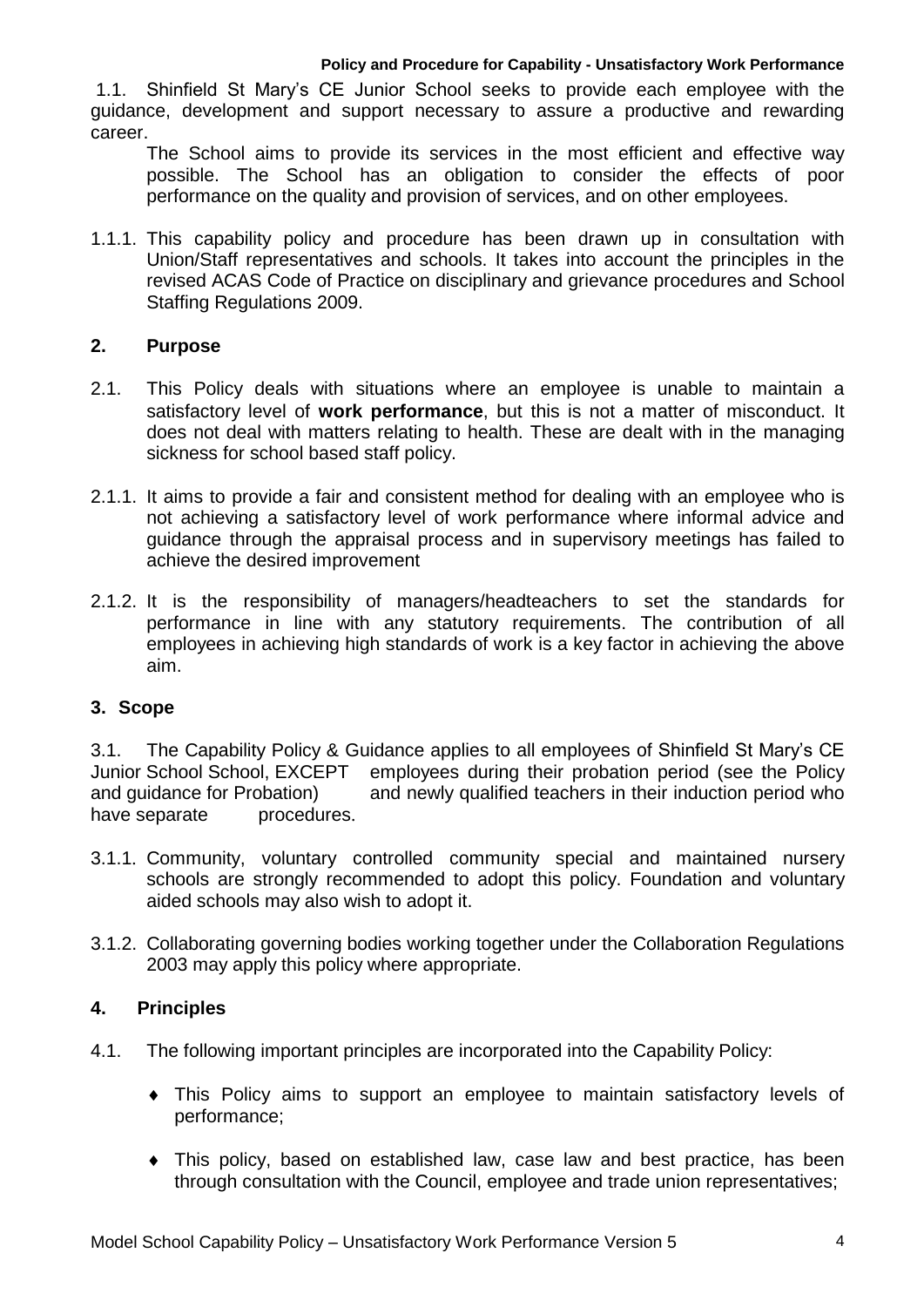1.1. Shinfield St Mary's CE Junior School seeks to provide each employee with the guidance, development and support necessary to assure a productive and rewarding career.

The School aims to provide its services in the most efficient and effective way possible. The School has an obligation to consider the effects of poor performance on the quality and provision of services, and on other employees.

1.1.1. This capability policy and procedure has been drawn up in consultation with Union/Staff representatives and schools. It takes into account the principles in the revised ACAS Code of Practice on disciplinary and grievance procedures and School Staffing Regulations 2009.

## 2. Purpose

2.1. This Policy deals with situations where an employee is unable to maintain a satisfactory level of **work performance**, but this is not a matter of misconduct. It does not deal with matters relating to health. These are dealt with in the managing sickness for school based staff policy.

2.1.1. It aims to provide a fair and consistent method for dealing with an employee who is not achieving a satisfactory level of work performance where informal advice and guidance through the appraisal process and in supervisory meetings has failed to achieve the desired improvement

2.1.2. It is the responsibility of managers/headteachers to set the standards for performance in line with any statutory requirements. The contribution of all employees in achieving high standards of work is a key factor in achieving the above aim.

## 3. Scope

3.1. The Capability Policy & Guidance applies to all employees of Shinfield St Mary's CE Junior School School, EXCEPT employees during their probation period (see the Policy and guidance for Probation) and newly qualified teachers in their induction period who have separate procedures.

3.1.1. Community, voluntary controlled community special and maintained nursery schools are strongly recommended to adopt this policy. Foundation and voluntary aided schools may also wish to adopt it.

3.1.2. Collaborating governing bodies working together under the Collaboration Regulations 2003 may apply this policy where appropriate.

## 4. Principles

4.1. The following important principles are incorporated into the Capability Policy:

- This Policy aims to support an employee to maintain satisfactory levels of performance;
- This policy, based on established law, case law and best practice, has been through consultation with the Council, employee and trade union representatives;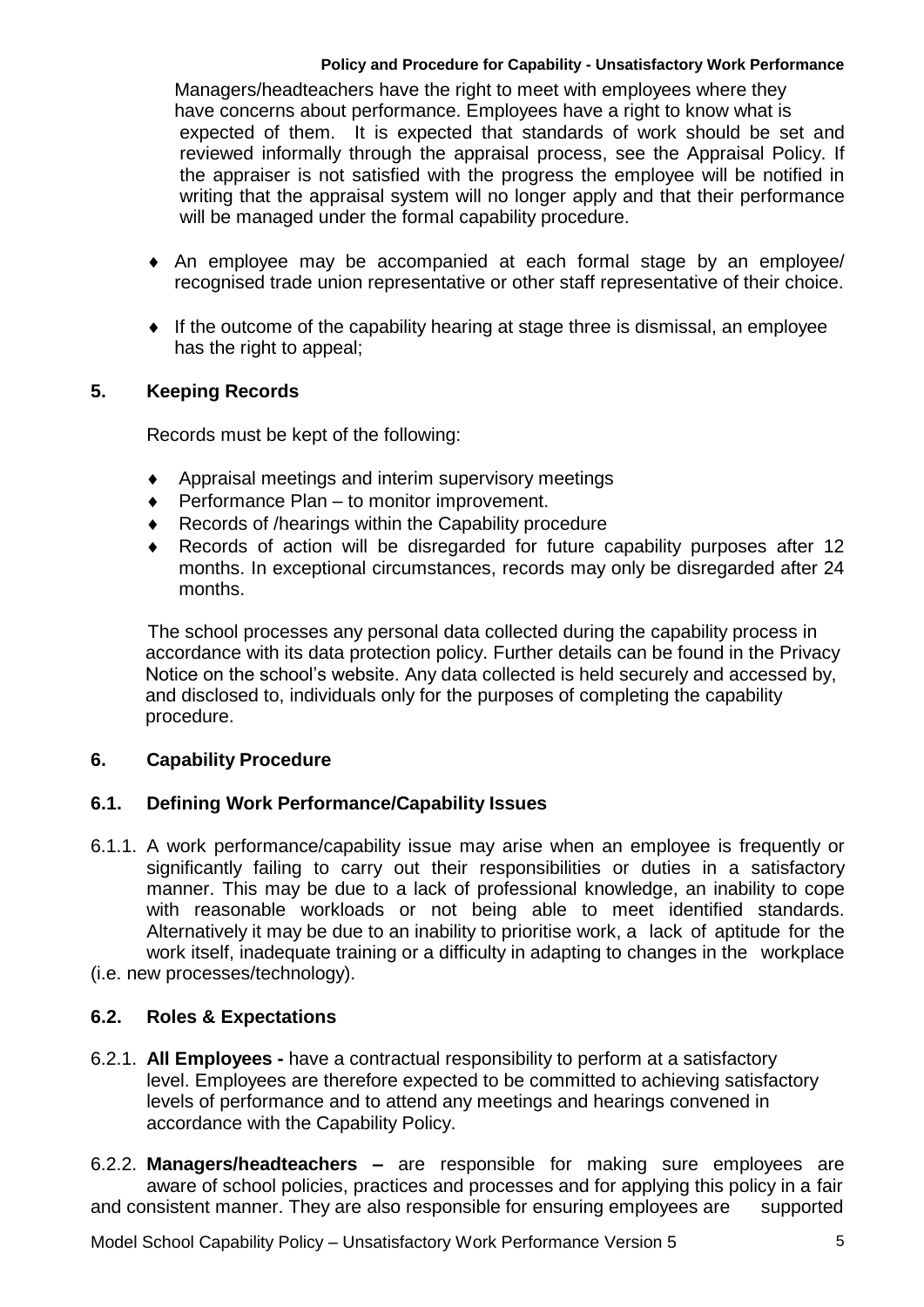Managers/headteachers have the right to meet with employees where they have concerns about performance. Employees have a right to know what is expected of them. It is expected that standards of work should be set and reviewed informally through the appraisal process, see the Appraisal Policy. If the appraiser is not satisfied with the progress the employee will be notified in writing that the appraisal system will no longer apply and that their performance will be managed under the formal capability procedure.

- An employee may be accompanied at each formal stage by an employee/ recognised trade union representative or other staff representative of their choice.
- If the outcome of the capability hearing at stage three is dismissal, an employee has the right to appeal;

## 5. Keeping Records

Records must be kept of the following:

- Appraisal meetings and interim supervisory meetings
- Performance Plan – to monitor improvement.
- Records of /hearings within the Capability procedure
- Records of action will be disregarded for future capability purposes after 12 months. In exceptional circumstances, records may only be disregarded after 24 months.

The school processes any personal data collected during the capability process in accordance with its data protection policy. Further details can be found in the Privacy Notice on the school's website. Any data collected is held securely and accessed by, and disclosed to, individuals only for the purposes of completing the capability procedure.

## 6. Capability Procedure

### 6.1. Defining Work Performance/Capability Issues

6.1.1. A work performance/capability issue may arise when an employee is frequently or significantly failing to carry out their responsibilities or duties in a satisfactory manner. This may be due to a lack of professional knowledge, an inability to cope with reasonable workloads or not being able to meet identified standards. Alternatively it may be due to an inability to prioritise work, a lack of aptitude for the work itself, inadequate training or a difficulty in adapting to changes in the workplace (i.e. new processes/technology).

### 6.2. Roles & Expectations

6.2.1. **All Employees -** have a contractual responsibility to perform at a satisfactory level. Employees are therefore expected to be committed to achieving satisfactory levels of performance and to attend any meetings and hearings convened in accordance with the Capability Policy.

6.2.2. **Managers/headteachers –** are responsible for making sure employees are aware of school policies, practices and processes and for applying this policy in a fair and consistent manner. They are also responsible for ensuring employees are supported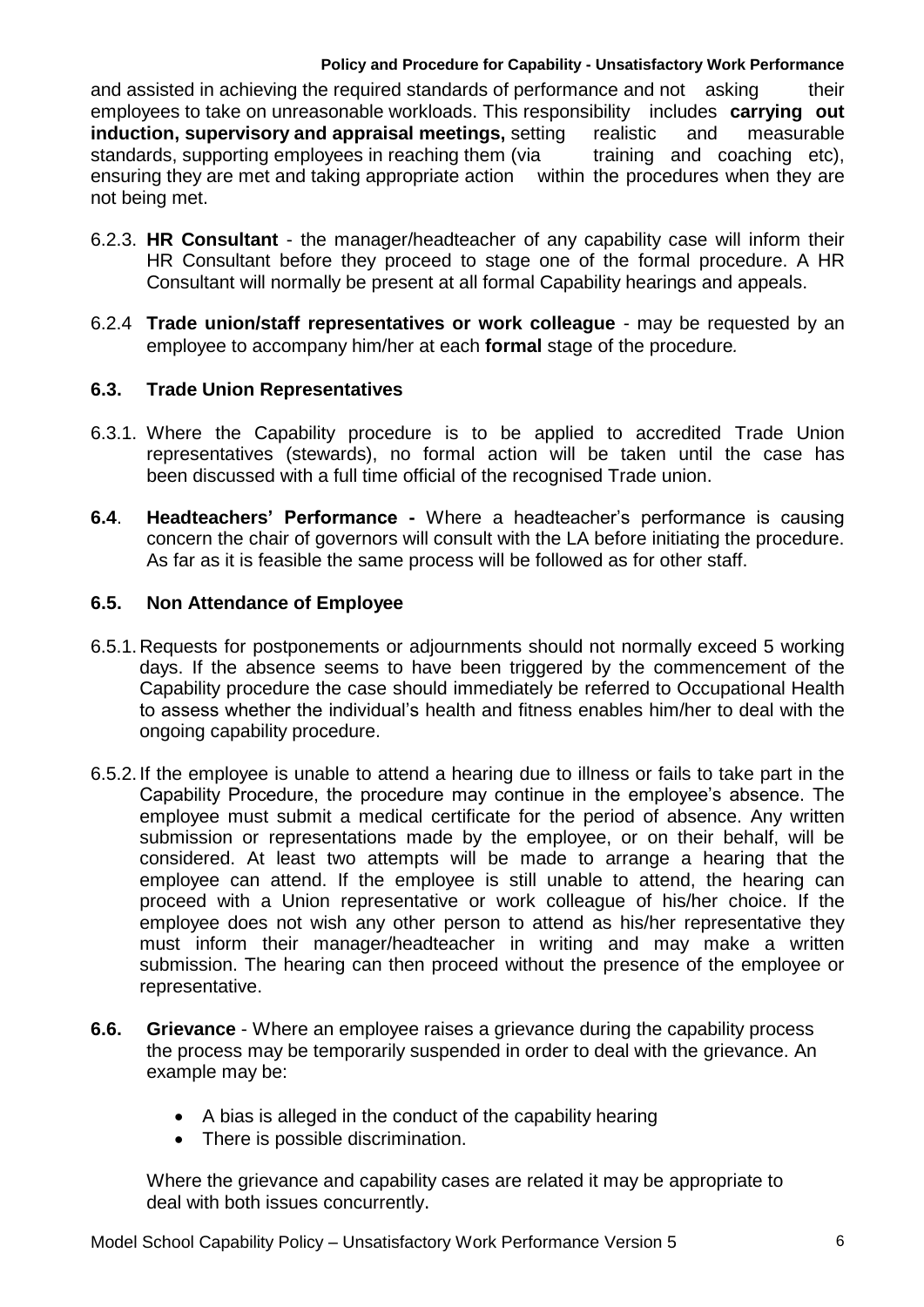and assisted in achieving the required standards of performance and not asking their employees to take on unreasonable workloads. This responsibility includes **carrying out induction, supervisory and appraisal meetings,** setting realistic and measurable standards, supporting employees in reaching them (via training and coaching etc), ensuring they are met and taking appropriate action within the procedures when they are not being met.

6.2.3. **HR Consultant** - the manager/headteacher of any capability case will inform their HR Consultant before they proceed to stage one of the formal procedure. A HR Consultant will normally be present at all formal Capability hearings and appeals.

6.2.4 **Trade union/staff representatives or work colleague** - may be requested by an employee to accompany him/her at each **formal** stage of the procedure*.*

### 6.3. Trade Union Representatives

6.3.1. Where the Capability procedure is to be applied to accredited Trade Union representatives (stewards), no formal action will be taken until the case has been discussed with a full time official of the recognised Trade union.

**6.4**. **Headteachers' Performance -** Where a headteacher's performance is causing concern the chair of governors will consult with the LA before initiating the procedure. As far as it is feasible the same process will be followed as for other staff.

### 6.5. Non Attendance of Employee

6.5.1. Requests for postponements or adjournments should not normally exceed 5 working days. If the absence seems to have been triggered by the commencement of the Capability procedure the case should immediately be referred to Occupational Health to assess whether the individual's health and fitness enables him/her to deal with the ongoing capability procedure.

6.5.2. If the employee is unable to attend a hearing due to illness or fails to take part in the Capability Procedure, the procedure may continue in the employee's absence. The employee must submit a medical certificate for the period of absence. Any written submission or representations made by the employee, or on their behalf, will be considered. At least two attempts will be made to arrange a hearing that the employee can attend. If the employee is still unable to attend, the hearing can proceed with a Union representative or work colleague of his/her choice. If the employee does not wish any other person to attend as his/her representative they must inform their manager/headteacher in writing and may make a written submission. The hearing can then proceed without the presence of the employee or representative.

**6.6. Grievance** - Where an employee raises a grievance during the capability process the process may be temporarily suspended in order to deal with the grievance. An example may be:

- A bias is alleged in the conduct of the capability hearing
- There is possible discrimination.

Where the grievance and capability cases are related it may be appropriate to deal with both issues concurrently.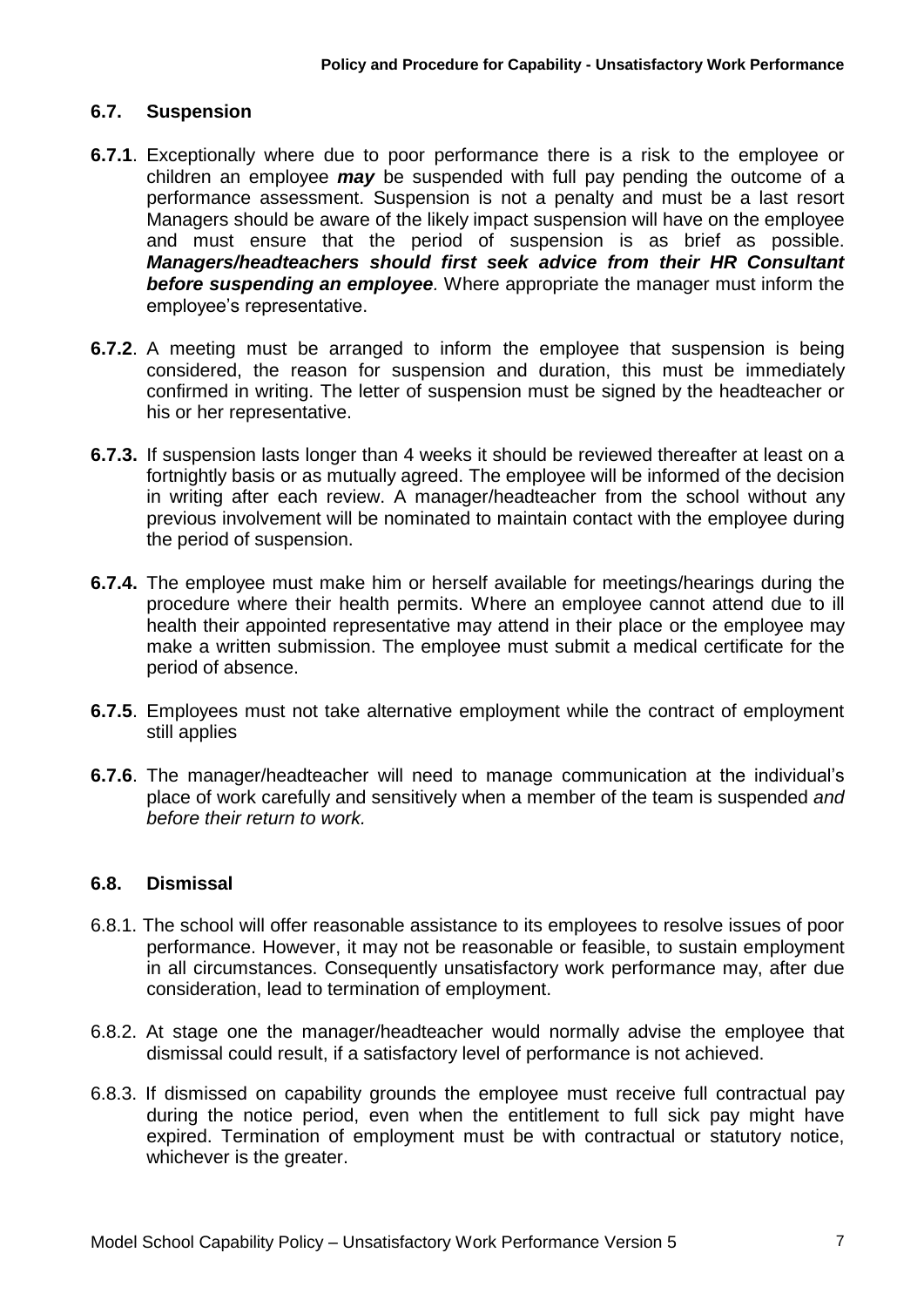### 6.7. Suspension

**6.7.1**. Exceptionally where due to poor performance there is a risk to the employee or children an employee ***may*** be suspended with full pay pending the outcome of a performance assessment. Suspension is not a penalty and must be a last resort Managers should be aware of the likely impact suspension will have on the employee and must ensure that the period of suspension is as brief as possible. ***Managers/headteachers should first seek advice from their HR Consultant before suspending an employee***. Where appropriate the manager must inform the employee's representative.

**6.7.2**. A meeting must be arranged to inform the employee that suspension is being considered, the reason for suspension and duration, this must be immediately confirmed in writing. The letter of suspension must be signed by the headteacher or his or her representative.

**6.7.3.** If suspension lasts longer than 4 weeks it should be reviewed thereafter at least on a fortnightly basis or as mutually agreed. The employee will be informed of the decision in writing after each review. A manager/headteacher from the school without any previous involvement will be nominated to maintain contact with the employee during the period of suspension.

**6.7.4.** The employee must make him or herself available for meetings/hearings during the procedure where their health permits. Where an employee cannot attend due to ill health their appointed representative may attend in their place or the employee may make a written submission. The employee must submit a medical certificate for the period of absence.

**6.7.5**. Employees must not take alternative employment while the contract of employment still applies

**6.7.6**. The manager/headteacher will need to manage communication at the individual's place of work carefully and sensitively when a member of the team is suspended *and before their return to work.*

### 6.8. Dismissal

6.8.1. The school will offer reasonable assistance to its employees to resolve issues of poor performance. However, it may not be reasonable or feasible, to sustain employment in all circumstances. Consequently unsatisfactory work performance may, after due consideration, lead to termination of employment.

6.8.2. At stage one the manager/headteacher would normally advise the employee that dismissal could result, if a satisfactory level of performance is not achieved.

6.8.3. If dismissed on capability grounds the employee must receive full contractual pay during the notice period, even when the entitlement to full sick pay might have expired. Termination of employment must be with contractual or statutory notice, whichever is the greater.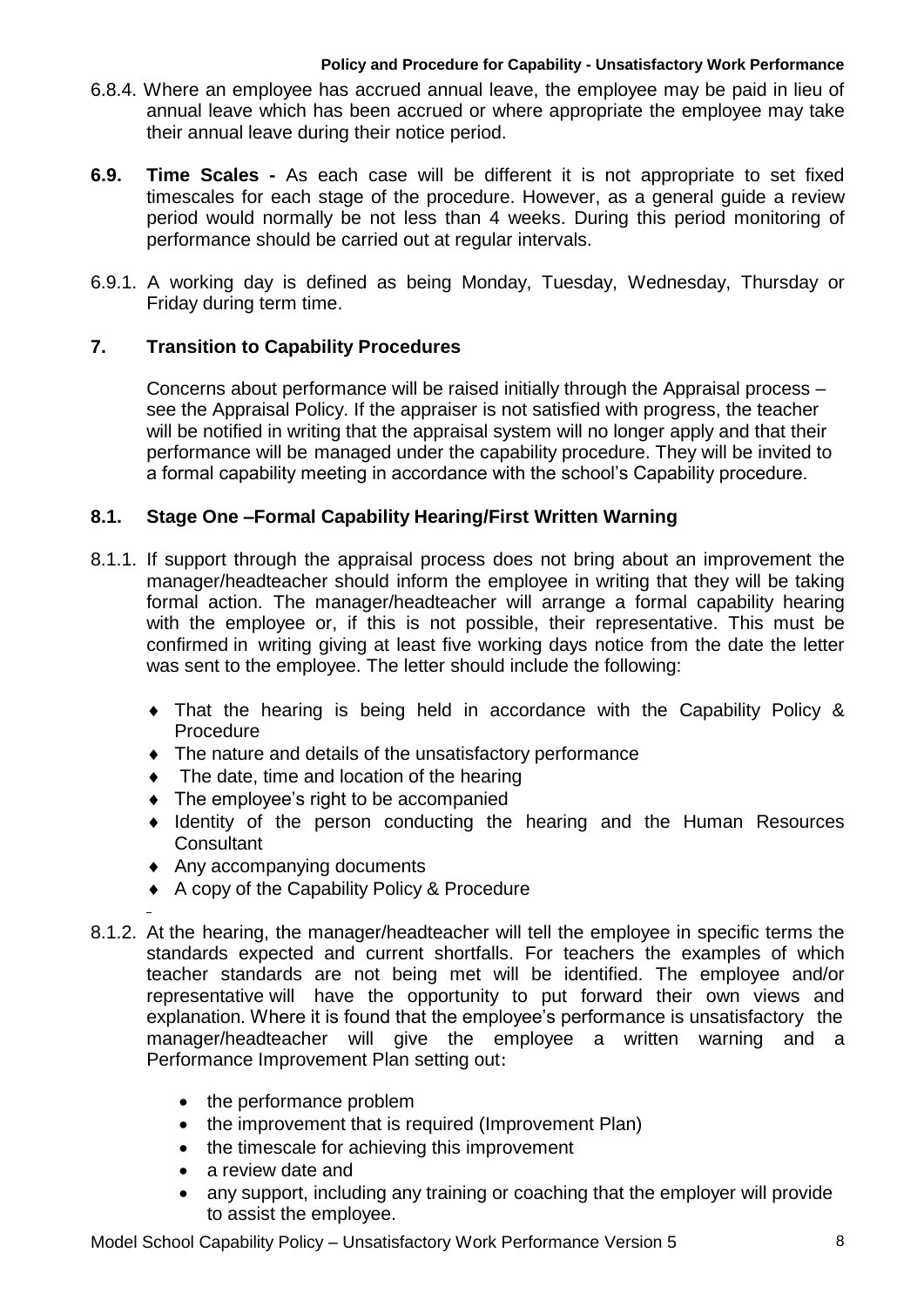6.8.4. Where an employee has accrued annual leave, the employee may be paid in lieu of annual leave which has been accrued or where appropriate the employee may take their annual leave during their notice period.

**6.9. Time Scales -** As each case will be different it is not appropriate to set fixed timescales for each stage of the procedure. However, as a general guide a review period would normally be not less than 4 weeks. During this period monitoring of performance should be carried out at regular intervals.

6.9.1. A working day is defined as being Monday, Tuesday, Wednesday, Thursday or Friday during term time.

## 7. Transition to Capability Procedures

Concerns about performance will be raised initially through the Appraisal process – see the Appraisal Policy. If the appraiser is not satisfied with progress, the teacher will be notified in writing that the appraisal system will no longer apply and that their performance will be managed under the capability procedure. They will be invited to a formal capability meeting in accordance with the school's Capability procedure.

## 8.1. Stage One –Formal Capability Hearing/First Written Warning

8.1.1. If support through the appraisal process does not bring about an improvement the manager/headteacher should inform the employee in writing that they will be taking formal action. The manager/headteacher will arrange a formal capability hearing with the employee or, if this is not possible, their representative. This must be confirmed in writing giving at least five working days notice from the date the letter was sent to the employee. The letter should include the following:

- That the hearing is being held in accordance with the Capability Policy & Procedure
- The nature and details of the unsatisfactory performance
- The date, time and location of the hearing
- The employee's right to be accompanied
- Identity of the person conducting the hearing and the Human Resources Consultant
- Any accompanying documents
- A copy of the Capability Policy & Procedure

8.1.2. At the hearing, the manager/headteacher will tell the employee in specific terms the standards expected and current shortfalls. For teachers the examples of which teacher standards are not being met will be identified. The employee and/or representative will have the opportunity to put forward their own views and explanation. Where it is found that the employee's performance is unsatisfactory the manager/headteacher will give the employee a written warning and a Performance Improvement Plan setting out:

- the performance problem
- the improvement that is required (Improvement Plan)
- the timescale for achieving this improvement
- a review date and
- any support, including any training or coaching that the employer will provide to assist the employee.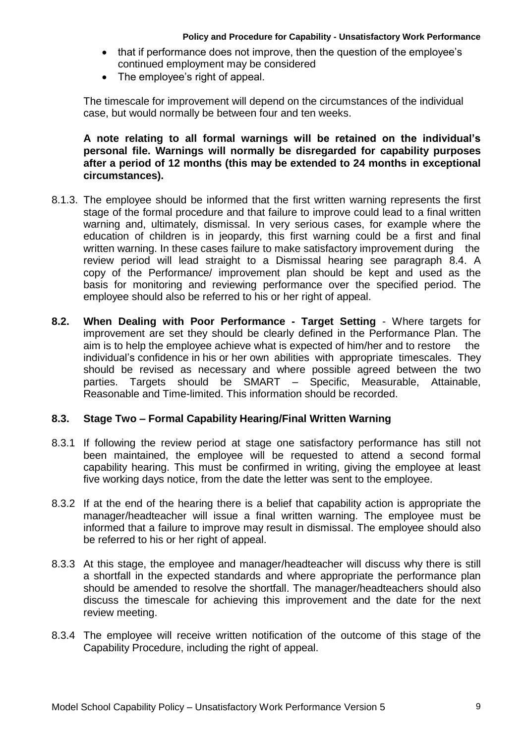- that if performance does not improve, then the question of the employee's continued employment may be considered
- The employee's right of appeal.

The timescale for improvement will depend on the circumstances of the individual case, but would normally be between four and ten weeks.

**A note relating to all formal warnings will be retained on the individual's personal file. Warnings will normally be disregarded for capability purposes after a period of 12 months (this may be extended to 24 months in exceptional circumstances).**

8.1.3. The employee should be informed that the first written warning represents the first stage of the formal procedure and that failure to improve could lead to a final written warning and, ultimately, dismissal. In very serious cases, for example where the education of children is in jeopardy, this first warning could be a first and final written warning. In these cases failure to make satisfactory improvement during the review period will lead straight to a Dismissal hearing see paragraph 8.4. A copy of the Performance/ improvement plan should be kept and used as the basis for monitoring and reviewing performance over the specified period. The employee should also be referred to his or her right of appeal.

**8.2. When Dealing with Poor Performance - Target Setting** - Where targets for improvement are set they should be clearly defined in the Performance Plan. The aim is to help the employee achieve what is expected of him/her and to restore the individual's confidence in his or her own abilities with appropriate timescales. They should be revised as necessary and where possible agreed between the two parties. Targets should be SMART – Specific, Measurable, Attainable, Reasonable and Time-limited. This information should be recorded.

### 8.3. Stage Two – Formal Capability Hearing/Final Written Warning

8.3.1 If following the review period at stage one satisfactory performance has still not been maintained, the employee will be requested to attend a second formal capability hearing. This must be confirmed in writing, giving the employee at least five working days notice, from the date the letter was sent to the employee.

8.3.2 If at the end of the hearing there is a belief that capability action is appropriate the manager/headteacher will issue a final written warning. The employee must be informed that a failure to improve may result in dismissal. The employee should also be referred to his or her right of appeal.

8.3.3 At this stage, the employee and manager/headteacher will discuss why there is still a shortfall in the expected standards and where appropriate the performance plan should be amended to resolve the shortfall. The manager/headteachers should also discuss the timescale for achieving this improvement and the date for the next review meeting.

8.3.4 The employee will receive written notification of the outcome of this stage of the Capability Procedure, including the right of appeal.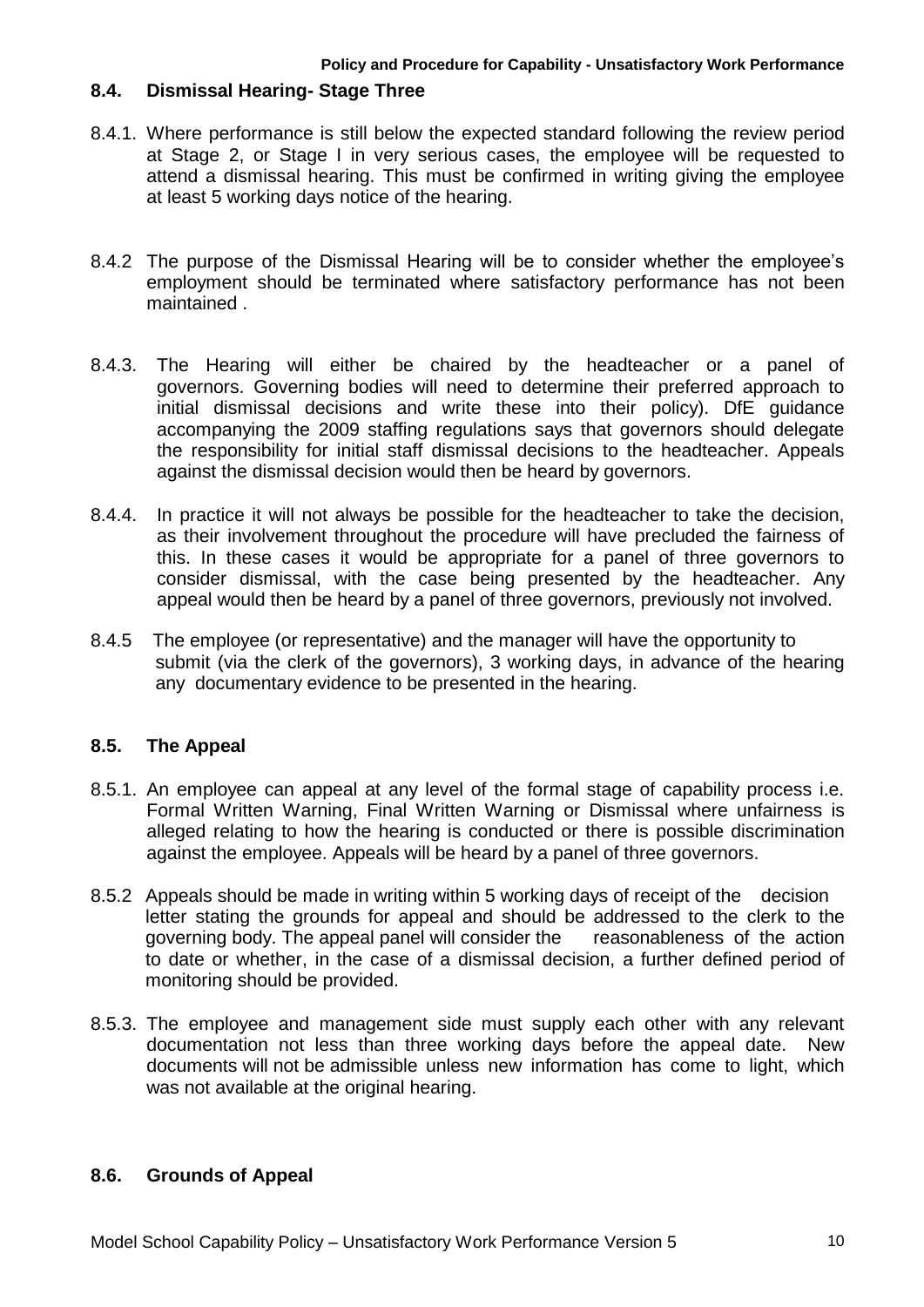### 8.4. Dismissal Hearing- Stage Three

8.4.1. Where performance is still below the expected standard following the review period at Stage 2, or Stage I in very serious cases, the employee will be requested to attend a dismissal hearing. This must be confirmed in writing giving the employee at least 5 working days notice of the hearing.

8.4.2 The purpose of the Dismissal Hearing will be to consider whether the employee's employment should be terminated where satisfactory performance has not been maintained .

8.4.3. The Hearing will either be chaired by the headteacher or a panel of governors. Governing bodies will need to determine their preferred approach to initial dismissal decisions and write these into their policy). DfE guidance accompanying the 2009 staffing regulations says that governors should delegate the responsibility for initial staff dismissal decisions to the headteacher. Appeals against the dismissal decision would then be heard by governors.

8.4.4. In practice it will not always be possible for the headteacher to take the decision, as their involvement throughout the procedure will have precluded the fairness of this. In these cases it would be appropriate for a panel of three governors to consider dismissal, with the case being presented by the headteacher. Any appeal would then be heard by a panel of three governors, previously not involved.

8.4.5 The employee (or representative) and the manager will have the opportunity to submit (via the clerk of the governors), 3 working days, in advance of the hearing any documentary evidence to be presented in the hearing.

### 8.5. The Appeal

8.5.1. An employee can appeal at any level of the formal stage of capability process i.e. Formal Written Warning, Final Written Warning or Dismissal where unfairness is alleged relating to how the hearing is conducted or there is possible discrimination against the employee. Appeals will be heard by a panel of three governors.

8.5.2 Appeals should be made in writing within 5 working days of receipt of the decision letter stating the grounds for appeal and should be addressed to the clerk to the governing body. The appeal panel will consider the reasonableness of the action to date or whether, in the case of a dismissal decision, a further defined period of monitoring should be provided.

8.5.3. The employee and management side must supply each other with any relevant documentation not less than three working days before the appeal date. New documents will not be admissible unless new information has come to light, which was not available at the original hearing.

### 8.6. Grounds of Appeal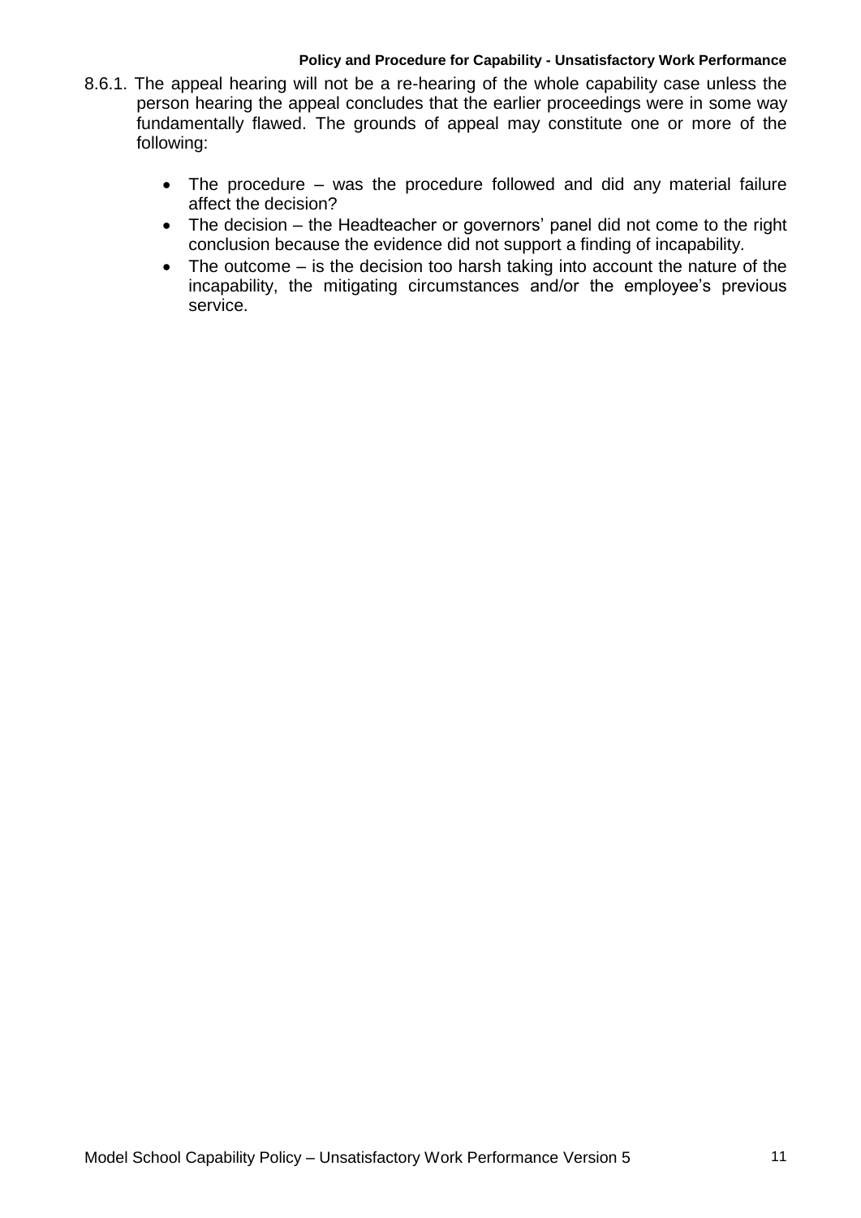8.6.1. The appeal hearing will not be a re-hearing of the whole capability case unless the person hearing the appeal concludes that the earlier proceedings were in some way fundamentally flawed. The grounds of appeal may constitute one or more of the following:

- The procedure – was the procedure followed and did any material failure affect the decision?
- The decision – the Headteacher or governors' panel did not come to the right conclusion because the evidence did not support a finding of incapability.
- The outcome – is the decision too harsh taking into account the nature of the incapability, the mitigating circumstances and/or the employee's previous service.